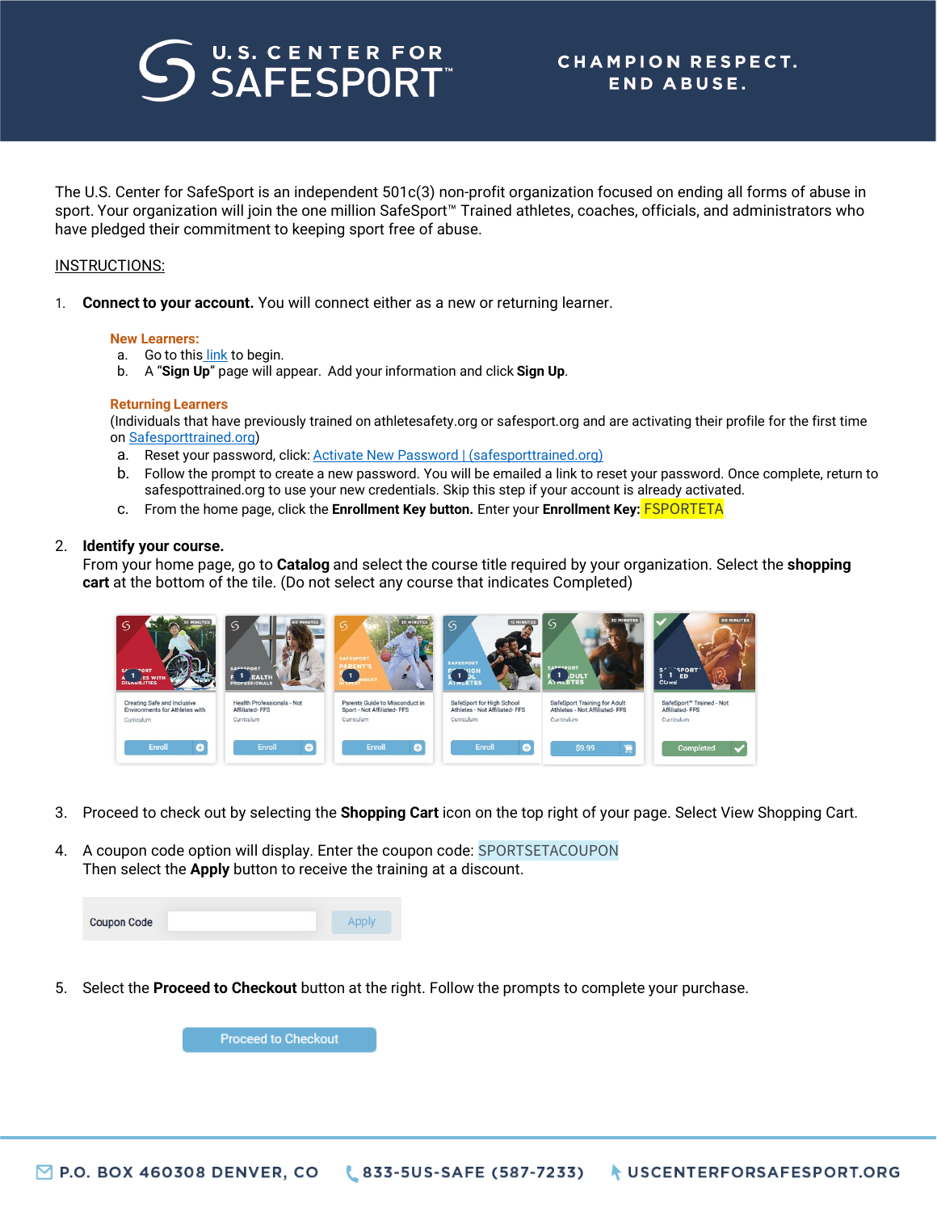# U.S. CENTER FOR SAFESPORT™

**CHAMPION RESPECT. END ABUSE.**

The U.S. Center for SafeSport is an independent 501c(3) non-profit organization focused on ending all forms of abuse in sport. Your organization will join the one million SafeSport™ Trained athletes, coaches, officials, and administrators who have pledged their commitment to keeping sport free of abuse.

INSTRUCTIONS:

1. **Connect to your account.** You will connect either as a new or returning learner.

   **New Learners:**
   a. Go to this link to begin.
   b. A "**Sign Up**" page will appear. Add your information and click **Sign Up**.

   **Returning Learners**
   (Individuals that have previously trained on athletesafety.org or safesport.org and are activating their profile for the first time on Safesporttrained.org)
   a. Reset your password, click: Activate New Password | (safesporttrained.org)
   b. Follow the prompt to create a new password. You will be emailed a link to reset your password. Once complete, return to safespottrained.org to use your new credentials. Skip this step if your account is already activated.
   c. From the home page, click the **Enrollment Key button.** Enter your **Enrollment Key:** FSPORTETA

2. **Identify your course.**
   From your home page, go to **Catalog** and select the course title required by your organization. Select the **shopping cart** at the bottom of the tile. (Do not select any course that indicates Completed)

| Creating Safe and Inclusive Environments for Athletes with | Health Professionals - Not Affiliated- FFS | Parents Guide to Misconduct in Sport - Not Affiliated- FFS | SafeSport for High School Athletes - Not Affiliated- FFS | SafeSport Training for Adult Athletes - Not Affiliated- FFS | SafeSport™ Trained - Not Affiliated- FFS |
|---|---|---|---|---|---|
| Curriculum | Curriculum | Curriculum | Curriculum | Curriculum | Curriculum |
| Enroll | Enroll | Enroll | Enroll | $9.99 | Completed |

3. Proceed to check out by selecting the **Shopping Cart** icon on the top right of your page. Select View Shopping Cart.

4. A coupon code option will display. Enter the coupon code: SPORTSETACOUPON
   Then select the **Apply** button to receive the training at a discount.

   Coupon Code [ ] Apply

5. Select the **Proceed to Checkout** button at the right. Follow the prompts to complete your purchase.

   Proceed to Checkout

P.O. BOX 460308 DENVER, CO | 833-5US-SAFE (587-7233) | USCENTERFORSAFESPORT.ORG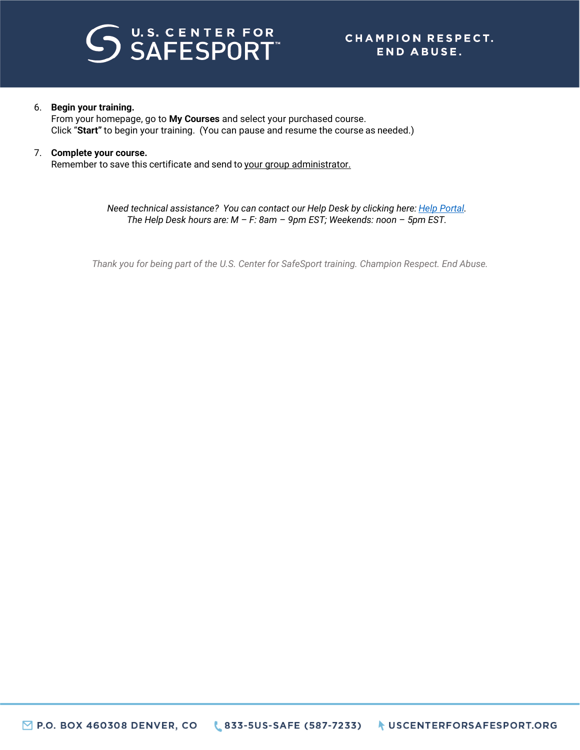6. **Begin your training.**
   From your homepage, go to **My Courses** and select your purchased course.
   Click "**Start**" to begin your training. (You can pause and resume the course as needed.)

7. **Complete your course.**
   Remember to save this certificate and send to your group administrator.

*Need technical assistance? You can contact our Help Desk by clicking here: Help Portal.*
*The Help Desk hours are: M – F: 8am – 9pm EST; Weekends: noon – 5pm EST.*

*Thank you for being part of the U.S. Center for SafeSport training. Champion Respect. End Abuse.*